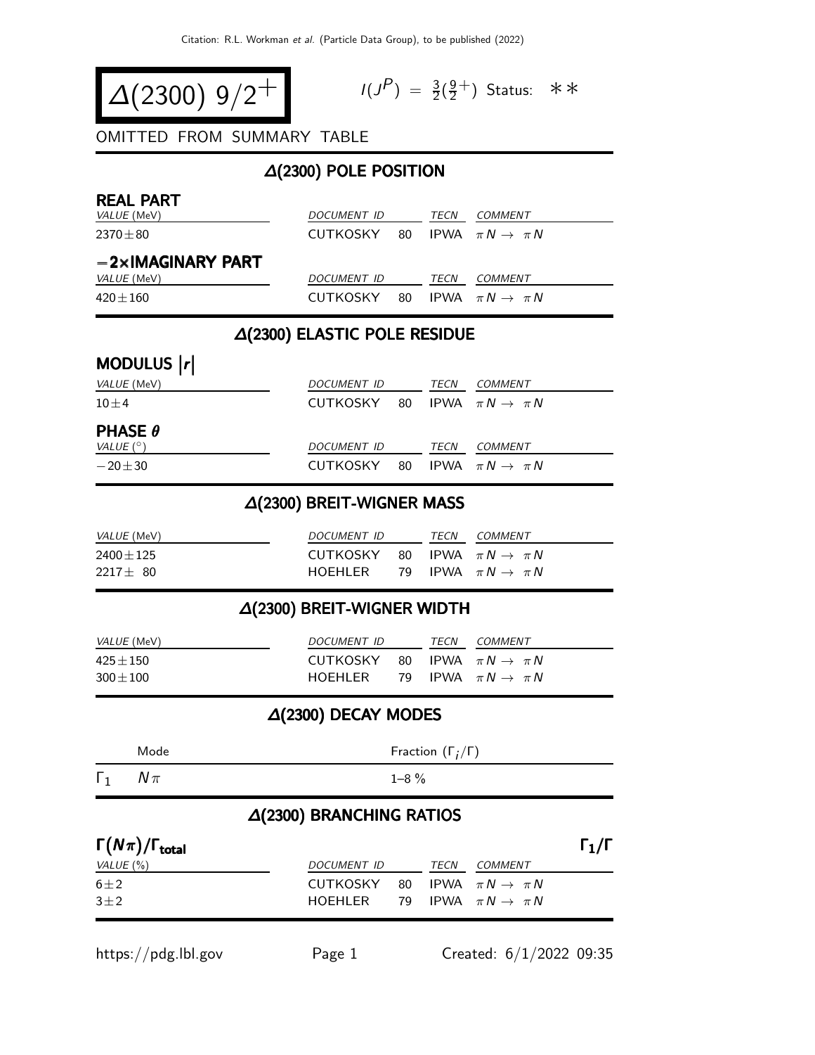# $\Delta(2300)\ 9/2^+$

$I(J^P) = \frac{3}{2}(\frac{9}{2}^+)$ Status: ∗∗

OMITTED FROM SUMMARY TABLE

## $\Delta(2300)$ POLE POSITION

### REAL PART

| VALUE (MeV) | DOCUMENT ID | | TECN | COMMENT |
|---|---|---|---|---|
| $2370 \pm 80$ | CUTKOSKY | 80 | IPWA | $\pi N \rightarrow \pi N$ |

### −2×IMAGINARY PART

| VALUE (MeV) | DOCUMENT ID | | TECN | COMMENT |
|---|---|---|---|---|
| $420 \pm 160$ | CUTKOSKY | 80 | IPWA | $\pi N \rightarrow \pi N$ |

## $\Delta(2300)$ ELASTIC POLE RESIDUE

### MODULUS $|r|$

| VALUE (MeV) | DOCUMENT ID | | TECN | COMMENT |
|---|---|---|---|---|
| $10 \pm 4$ | CUTKOSKY | 80 | IPWA | $\pi N \rightarrow \pi N$ |

### PHASE $\theta$

| VALUE (°) | DOCUMENT ID | | TECN | COMMENT |
|---|---|---|---|---|
| $-20 \pm 30$ | CUTKOSKY | 80 | IPWA | $\pi N \rightarrow \pi N$ |

## $\Delta(2300)$ BREIT-WIGNER MASS

| VALUE (MeV) | DOCUMENT ID | | TECN | COMMENT |
|---|---|---|---|---|
| $2400 \pm 125$ | CUTKOSKY | 80 | IPWA | $\pi N \rightarrow \pi N$ |
| $2217 \pm 80$ | HOEHLER | 79 | IPWA | $\pi N \rightarrow \pi N$ |

## $\Delta(2300)$ BREIT-WIGNER WIDTH

| VALUE (MeV) | DOCUMENT ID | | TECN | COMMENT |
|---|---|---|---|---|
| $425 \pm 150$ | CUTKOSKY | 80 | IPWA | $\pi N \rightarrow \pi N$ |
| $300 \pm 100$ | HOEHLER | 79 | IPWA | $\pi N \rightarrow \pi N$ |

## $\Delta(2300)$ DECAY MODES

| | Mode | Fraction $(\Gamma_i/\Gamma)$ |
|---|---|---|
| $\Gamma_1$ | $N\pi$ | 1–8 % |

## $\Delta(2300)$ BRANCHING RATIOS

### $\Gamma(N\pi)/\Gamma_{\text{total}}$ — $\Gamma_1/\Gamma$

| VALUE (%) | DOCUMENT ID | | TECN | COMMENT |
|---|---|---|---|---|
| $6 \pm 2$ | CUTKOSKY | 80 | IPWA | $\pi N \rightarrow \pi N$ |
| $3 \pm 2$ | HOEHLER | 79 | IPWA | $\pi N \rightarrow \pi N$ |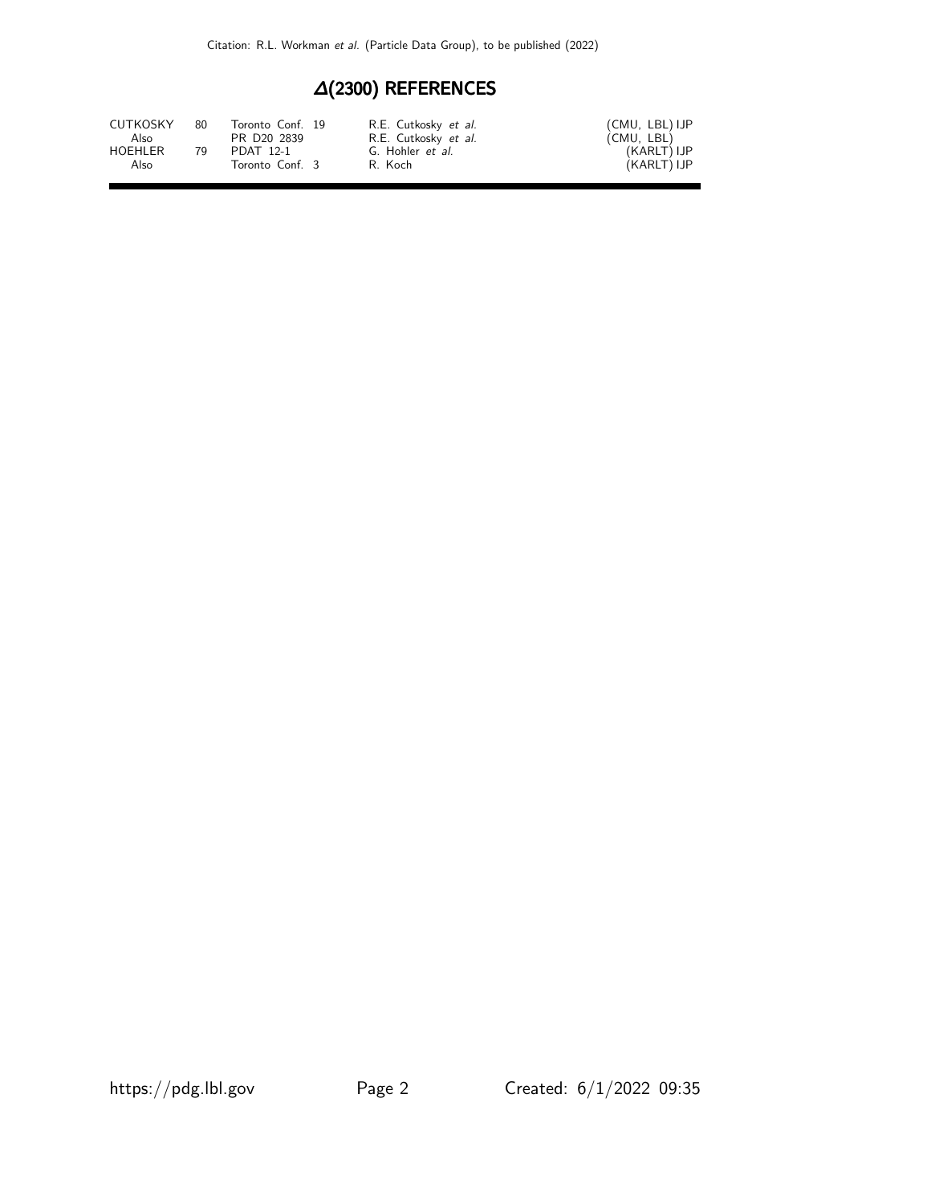## Δ(2300) REFERENCES

| | | | | |
|---|---|---|---|---|
| CUTKOSKY | 80 | Toronto Conf. 19 | R.E. Cutkosky *et al.* | (CMU, LBL) IJP |
| Also | | PR D20 2839 | R.E. Cutkosky *et al.* | (CMU, LBL) |
| HOEHLER | 79 | PDAT 12-1 | G. Hohler *et al.* | (KARLT) IJP |
| Also | | Toronto Conf. 3 | R. Koch | (KARLT) IJP |